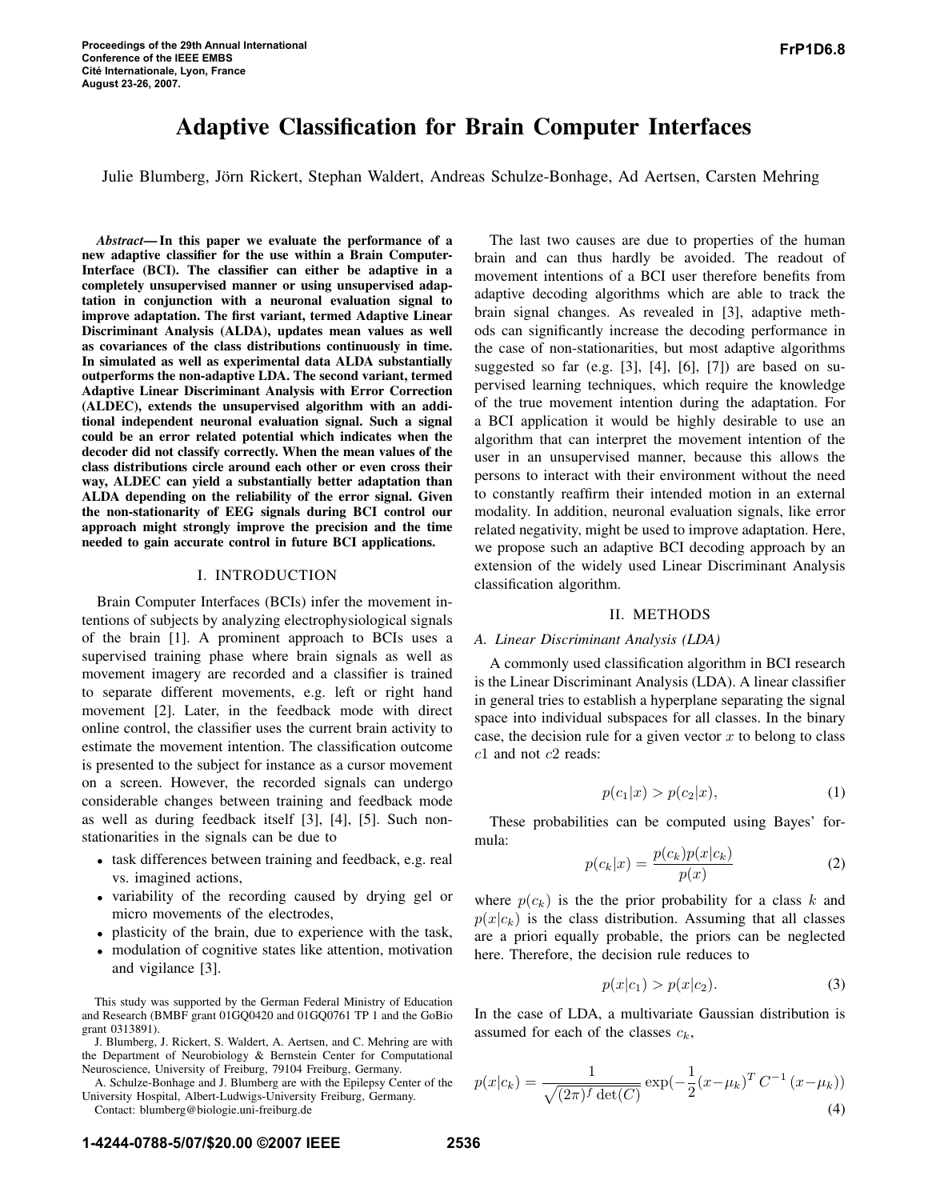# Adaptive Classification for Brain Computer Interfaces

Julie Blumberg, Jörn Rickert, Stephan Waldert, Andreas Schulze-Bonhage, Ad Aertsen, Carsten Mehring

***Abstract*— In this paper we evaluate the performance of a new adaptive classifier for the use within a Brain Computer-Interface (BCI). The classifier can either be adaptive in a completely unsupervised manner or using unsupervised adaptation in conjunction with a neuronal evaluation signal to improve adaptation. The first variant, termed Adaptive Linear Discriminant Analysis (ALDA), updates mean values as well as covariances of the class distributions continuously in time. In simulated as well as experimental data ALDA substantially outperforms the non-adaptive LDA. The second variant, termed Adaptive Linear Discriminant Analysis with Error Correction (ALDEC), extends the unsupervised algorithm with an additional independent neuronal evaluation signal. Such a signal could be an error related potential which indicates when the decoder did not classify correctly. When the mean values of the class distributions circle around each other or even cross their way, ALDEC can yield a substantially better adaptation than ALDA depending on the reliability of the error signal. Given the non-stationarity of EEG signals during BCI control our approach might strongly improve the precision and the time needed to gain accurate control in future BCI applications.**

## I. INTRODUCTION

Brain Computer Interfaces (BCIs) infer the movement intentions of subjects by analyzing electrophysiological signals of the brain [1]. A prominent approach to BCIs uses a supervised training phase where brain signals as well as movement imagery are recorded and a classifier is trained to separate different movements, e.g. left or right hand movement [2]. Later, in the feedback mode with direct online control, the classifier uses the current brain activity to estimate the movement intention. The classification outcome is presented to the subject for instance as a cursor movement on a screen. However, the recorded signals can undergo considerable changes between training and feedback mode as well as during feedback itself [3], [4], [5]. Such non-stationarities in the signals can be due to

- task differences between training and feedback, e.g. real vs. imagined actions,
- variability of the recording caused by drying gel or micro movements of the electrodes,
- plasticity of the brain, due to experience with the task,
- modulation of cognitive states like attention, motivation and vigilance [3].

This study was supported by the German Federal Ministry of Education and Research (BMBF grant 01GQ0420 and 01GQ0761 TP 1 and the GoBio grant 0313891).

J. Blumberg, J. Rickert, S. Waldert, A. Aertsen, and C. Mehring are with the Department of Neurobiology & Bernstein Center for Computational Neuroscience, University of Freiburg, 79104 Freiburg, Germany.

A. Schulze-Bonhage and J. Blumberg are with the Epilepsy Center of the University Hospital, Albert-Ludwigs-University Freiburg, Germany.

Contact: blumberg@biologie.uni-freiburg.de

The last two causes are due to properties of the human brain and can thus hardly be avoided. The readout of movement intentions of a BCI user therefore benefits from adaptive decoding algorithms which are able to track the brain signal changes. As revealed in [3], adaptive methods can significantly increase the decoding performance in the case of non-stationarities, but most adaptive algorithms suggested so far (e.g. [3], [4], [6], [7]) are based on supervised learning techniques, which require the knowledge of the true movement intention during the adaptation. For a BCI application it would be highly desirable to use an algorithm that can interpret the movement intention of the user in an unsupervised manner, because this allows the persons to interact with their environment without the need to constantly reaffirm their intended motion in an external modality. In addition, neuronal evaluation signals, like error related negativity, might be used to improve adaptation. Here, we propose such an adaptive BCI decoding approach by an extension of the widely used Linear Discriminant Analysis classification algorithm.

## II. METHODS

### *A. Linear Discriminant Analysis (LDA)*

A commonly used classification algorithm in BCI research is the Linear Discriminant Analysis (LDA). A linear classifier in general tries to establish a hyperplane separating the signal space into individual subspaces for all classes. In the binary case, the decision rule for a given vector $x$ to belong to class $c1$ and not $c2$ reads:

$$p(c_1|x) > p(c_2|x), \tag{1}$$

These probabilities can be computed using Bayes' formula:

$$p(c_k|x) = \frac{p(c_k)p(x|c_k)}{p(x)} \tag{2}$$

where $p(c_k)$ is the the prior probability for a class $k$ and $p(x|c_k)$ is the class distribution. Assuming that all classes are a priori equally probable, the priors can be neglected here. Therefore, the decision rule reduces to

$$p(x|c_1) > p(x|c_2). \tag{3}$$

In the case of LDA, a multivariate Gaussian distribution is assumed for each of the classes $c_k$,

$$p(x|c_k) = \frac{1}{\sqrt{(2\pi)^f \det(C)}} \exp(-\frac{1}{2}(x-\mu_k)^T C^{-1} (x-\mu_k)) \tag{4}$$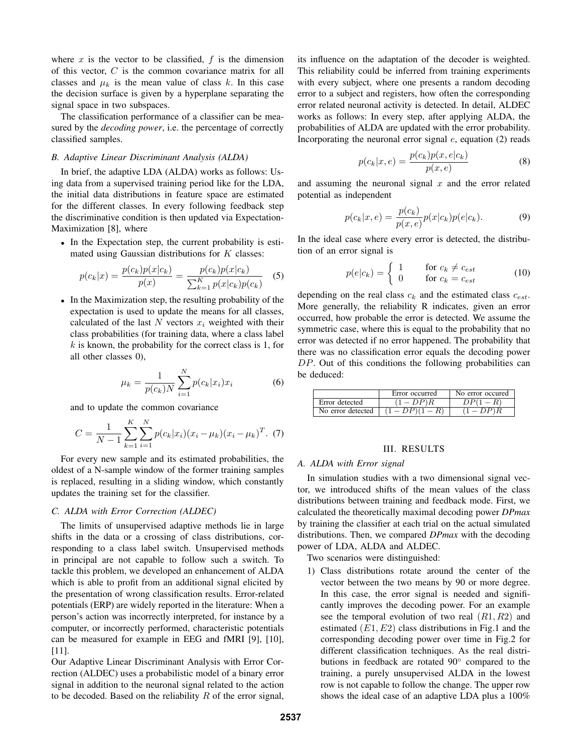where $x$ is the vector to be classified, $f$ is the dimension of this vector, $C$ is the common covariance matrix for all classes and $\mu_k$ is the mean value of class $k$. In this case the decision surface is given by a hyperplane separating the signal space in two subspaces.

The classification performance of a classifier can be measured by the *decoding power*, i.e. the percentage of correctly classified samples.

### B. Adaptive Linear Discriminant Analysis (ALDA)

In brief, the adaptive LDA (ALDA) works as follows: Using data from a supervised training period like for the LDA, the initial data distributions in feature space are estimated for the different classes. In every following feedback step the discriminative condition is then updated via Expectation-Maximization [8], where

- In the Expectation step, the current probability is estimated using Gaussian distributions for $K$ classes:

$$p(c_k|x) = \frac{p(c_k)p(x|c_k)}{p(x)} = \frac{p(c_k)p(x|c_k)}{\sum_{k=1}^{K} p(x|c_k)p(c_k)} \quad (5)$$

- In the Maximization step, the resulting probability of the expectation is used to update the means for all classes, calculated of the last $N$ vectors $x_i$ weighted with their class probabilities (for training data, where a class label $k$ is known, the probability for the correct class is 1, for all other classes 0),

$$\mu_k = \frac{1}{p(c_k)N} \sum_{i=1}^{N} p(c_k|x_i)x_i \quad (6)$$

and to update the common covariance

$$C = \frac{1}{N-1} \sum_{k=1}^{K} \sum_{i=1}^{N} p(c_k|x_i)(x_i - \mu_k)(x_i - \mu_k)^T. \quad (7)$$

For every new sample and its estimated probabilities, the oldest of a N-sample window of the former training samples is replaced, resulting in a sliding window, which constantly updates the training set for the classifier.

### C. ALDA with Error Correction (ALDEC)

The limits of unsupervised adaptive methods lie in large shifts in the data or a crossing of class distributions, corresponding to a class label switch. Unsupervised methods in principal are not capable to follow such a switch. To tackle this problem, we developed an enhancement of ALDA which is able to profit from an additional signal elicited by the presentation of wrong classification results. Error-related potentials (ERP) are widely reported in the literature: When a person's action was incorrectly interpreted, for instance by a computer, or incorrectly performed, characteristic potentials can be measured for example in EEG and fMRI [9], [10], [11].

Our Adaptive Linear Discriminant Analysis with Error Correction (ALDEC) uses a probabilistic model of a binary error signal in addition to the neuronal signal related to the action to be decoded. Based on the reliability $R$ of the error signal, its influence on the adaptation of the decoder is weighted. This reliability could be inferred from training experiments with every subject, where one presents a random decoding error to a subject and registers, how often the corresponding error related neuronal activity is detected. In detail, ALDEC works as follows: In every step, after applying ALDA, the probabilities of ALDA are updated with the error probability. Incorporating the neuronal error signal $e$, equation (2) reads

$$p(c_k|x,e) = \frac{p(c_k)p(x,e|c_k)}{p(x,e)} \quad (8)$$

and assuming the neuronal signal $x$ and the error related potential as independent

$$p(c_k|x,e) = \frac{p(c_k)}{p(x,e)} p(x|c_k)p(e|c_k). \quad (9)$$

In the ideal case where every error is detected, the distribution of an error signal is

$$p(e|c_k) = \begin{cases} 1 & \text{for } c_k \neq c_{est} \\ 0 & \text{for } c_k = c_{est} \end{cases} \quad (10)$$

depending on the real class $c_k$ and the estimated class $c_{est}$. More generally, the reliability R indicates, given an error occurred, how probable the error is detected. We assume the symmetric case, where this is equal to the probability that no error was detected if no error happened. The probability that there was no classification error equals the decoding power $DP$. Out of this conditions the following probabilities can be deduced:

| | Error occurred | No error occured |
|---|---|---|
| Error detected | $(1-DP)R$ | $DP(1-R)$ |
| No error detected | $(1-DP)(1-R)$ | $(1-DP)R$ |

## III. RESULTS

### A. ALDA with Error signal

In simulation studies with a two dimensional signal vector, we introduced shifts of the mean values of the class distributions between training and feedback mode. First, we calculated the theoretically maximal decoding power *DPmax* by training the classifier at each trial on the actual simulated distributions. Then, we compared *DPmax* with the decoding power of LDA, ALDA and ALDEC.

Two scenarios were distinguished:

1) Class distributions rotate around the center of the vector between the two means by 90 or more degree. In this case, the error signal is needed and significantly improves the decoding power. For an example see the temporal evolution of two real $(R1, R2)$ and estimated $(E1, E2)$ class distributions in Fig.1 and the corresponding decoding power over time in Fig.2 for different classification techniques. As the real distributions in feedback are rotated 90° compared to the training, a purely unsupervised ALDA in the lowest row is not capable to follow the change. The upper row shows the ideal case of an adaptive LDA plus a 100%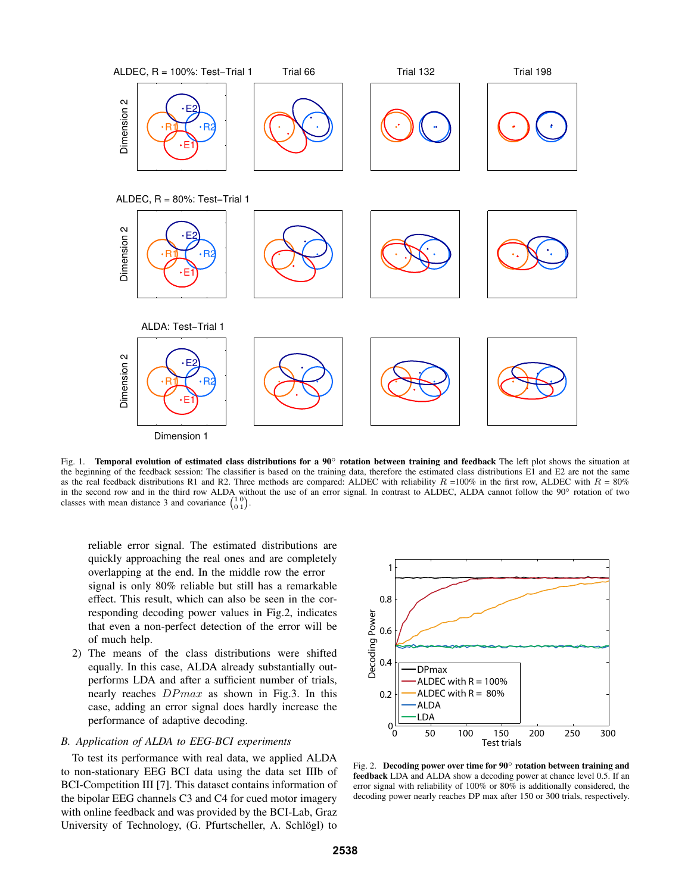Fig. 1. **Temporal evolution of estimated class distributions for a 90° rotation between training and feedback** The left plot shows the situation at the beginning of the feedback session: The classifier is based on the training data, therefore the estimated class distributions E1 and E2 are not the same as the real feedback distributions R1 and R2. Three methods are compared: ALDEC with reliability $R$ =100% in the first row, ALDEC with $R$ = 80% in the second row and in the third row ALDA without the use of an error signal. In contrast to ALDEC, ALDA cannot follow the 90° rotation of two classes with mean distance 3 and covariance $\left(\begin{smallmatrix}1 & 0\\ 0 & 1\end{smallmatrix}\right)$.

reliable error signal. The estimated distributions are quickly approaching the real ones and are completely overlapping at the end. In the middle row the error signal is only 80% reliable but still has a remarkable effect. This result, which can also be seen in the corresponding decoding power values in Fig.2, indicates that even a non-perfect detection of the error will be of much help.

2) The means of the class distributions were shifted equally. In this case, ALDA already substantially outperforms LDA and after a sufficient number of trials, nearly reaches $DPmax$ as shown in Fig.3. In this case, adding an error signal does hardly increase the performance of adaptive decoding.

### B. Application of ALDA to EEG-BCI experiments

To test its performance with real data, we applied ALDA to non-stationary EEG BCI data using the data set IIIb of BCI-Competition III [7]. This dataset contains information of the bipolar EEG channels C3 and C4 for cued motor imagery with online feedback and was provided by the BCI-Lab, Graz University of Technology, (G. Pfurtscheller, A. Schlögl) to

Fig. 2. **Decoding power over time for 90° rotation between training and feedback** LDA and ALDA show a decoding power at chance level 0.5. If an error signal with reliability of 100% or 80% is additionally considered, the decoding power nearly reaches DP max after 150 or 300 trials, respectively.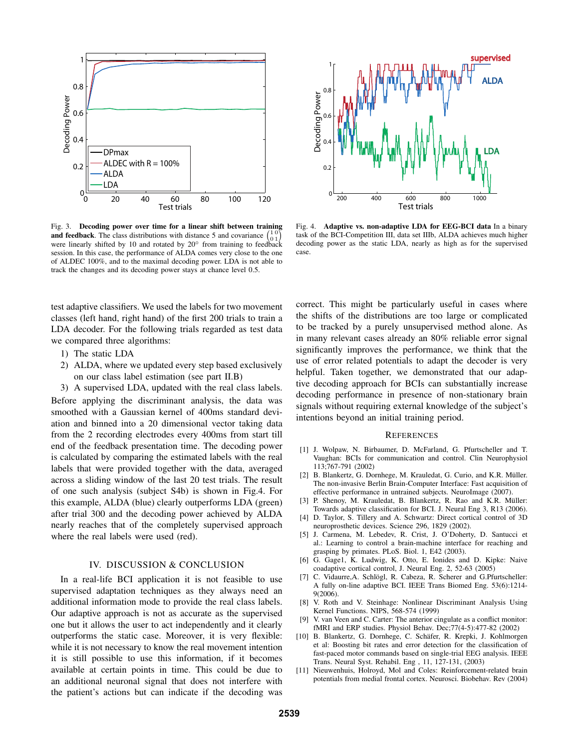1
0.8
0.6
0.4
0.2
0
Decoding Power
0 20 40 60 80 100 120
Test trials
DPmax
ALDEC with R = 100%
ALDA
LDA

Fig. 3. **Decoding power over time for a linear shift between training and feedback**. The class distributions with distance 5 and covariance $\begin{pmatrix}1&0\\0&1\end{pmatrix}$ were linearly shifted by 10 and rotated by 20° from training to feedback session. In this case, the performance of ALDA comes very close to the one of ALDEC 100%, and to the maximal decoding power. LDA is not able to track the changes and its decoding power stays at chance level 0.5.

1
0.8
0.6
0.4
0.2
0
Decoding Power
200 400 600 800 1000
Test trials
supervised
ALDA
LDA

Fig. 4. **Adaptive vs. non-adaptive LDA for EEG-BCI data** In a binary task of the BCI-Competition III, data set IIIb, ALDA achieves much higher decoding power as the static LDA, nearly as high as for the supervised case.

test adaptive classifiers. We used the labels for two movement classes (left hand, right hand) of the first 200 trials to train a LDA decoder. For the following trials regarded as test data we compared three algorithms:

1) The static LDA
2) ALDA, where we updated every step based exclusively on our class label estimation (see part II.B)
3) A supervised LDA, updated with the real class labels.

Before applying the discriminant analysis, the data was smoothed with a Gaussian kernel of 400ms standard deviation and binned into a 20 dimensional vector taking data from the 2 recording electrodes every 400ms from start till end of the feedback presentation time. The decoding power is calculated by comparing the estimated labels with the real labels that were provided together with the data, averaged across a sliding window of the last 20 test trials. The result of one such analysis (subject S4b) is shown in Fig.4. For this example, ALDA (blue) clearly outperforms LDA (green) after trial 300 and the decoding power achieved by ALDA nearly reaches that of the completely supervised approach where the real labels were used (red).

## IV. DISCUSSION & CONCLUSION

In a real-life BCI application it is not feasible to use supervised adaptation techniques as they always need an additional information mode to provide the real class labels. Our adaptive approach is not as accurate as the supervised one but it allows the user to act independently and it clearly outperforms the static case. Moreover, it is very flexible: while it is not necessary to know the real movement intention it is still possible to use this information, if it becomes available at certain points in time. This could be due to an additional neuronal signal that does not interfere with the patient's actions but can indicate if the decoding was correct. This might be particularly useful in cases where the shifts of the distributions are too large or complicated to be tracked by a purely unsupervised method alone. As in many relevant cases already an 80% reliable error signal significantly improves the performance, we think that the use of error related potentials to adapt the decoder is very helpful. Taken together, we demonstrated that our adaptive decoding approach for BCIs can substantially increase decoding performance in presence of non-stationary brain signals without requiring external knowledge of the subject's intentions beyond an initial training period.

## REFERENCES

[1] J. Wolpaw, N. Birbaumer, D. McFarland, G. Pfurtscheller and T. Vaughan: BCIs for communication and control. Clin Neurophysiol 113;767-791 (2002)

[2] B. Blankertz, G. Dornhege, M. Krauledat, G. Curio, and K.R. Müller. The non-invasive Berlin Brain-Computer Interface: Fast acquisition of effective performance in untrained subjects. NeuroImage (2007).

[3] P. Shenoy, M. Krauledat, B. Blankertz, R. Rao and K.R. Müller: Towards adaptive classification for BCI. J. Neural Eng 3, R13 (2006).

[4] D. Taylor, S. Tillery and A. Schwartz: Direct cortical control of 3D neuroprosthetic devices. Science 296, 1829 (2002).

[5] J. Carmena, M. Lebedev, R. Crist, J. O'Doherty, D. Santucci et al.: Learning to control a brain-machine interface for reaching and grasping by primates. PLoS. Biol. 1, E42 (2003).

[6] G. Gage1, K. Ludwig, K. Otto, E. Ionides and D. Kipke: Naive coadaptive cortical control, J. Neural Eng. 2, 52-63 (2005)

[7] C. Vidaurre,A. Schlögl, R. Cabeza, R. Scherer and G.Pfurtscheller: A fully on-line adaptive BCI. IEEE Trans Biomed Eng. 53(6):1214-9(2006).

[8] V. Roth and V. Steinhage: Nonlinear Discriminant Analysis Using Kernel Functions. NIPS, 568-574 (1999)

[9] V. van Veen and C. Carter: The anterior cingulate as a conflict monitor: fMRI and ERP studies. Physiol Behav. Dec;77(4-5):477-82 (2002)

[10] B. Blankertz, G. Dornhege, C. Schäfer, R. Krepki, J. Kohlmorgen et al: Boosting bit rates and error detection for the classification of fast-paced motor commands based on single-trial EEG analysis. IEEE Trans. Neural Syst. Rehabil. Eng , 11, 127-131, (2003)

[11] Nieuwenhuis, Holroyd, Mol and Coles: Reinforcement-related brain potentials from medial frontal cortex. Neurosci. Biobehav. Rev (2004)